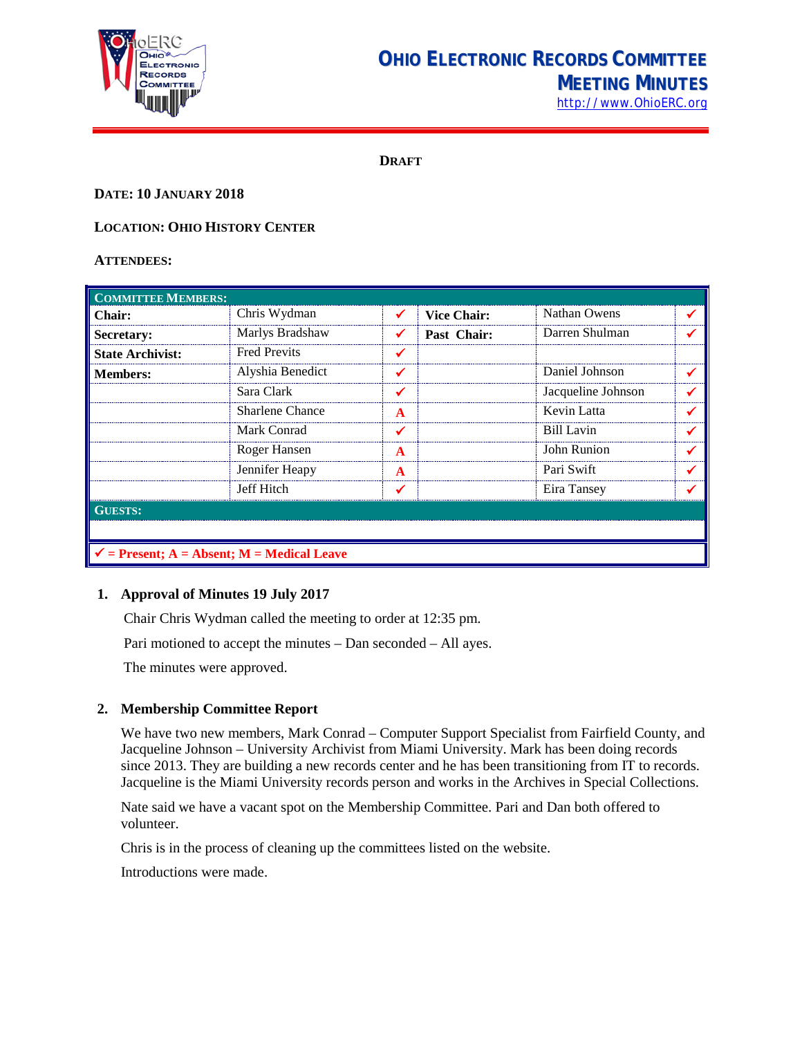# OHIO ELECTRONIC RECORDS COMMITTEE
## MEETING MINUTES

http://www.OhioERC.org

**DRAFT**

**DATE: 10 JANUARY 2018**

**LOCATION: OHIO HISTORY CENTER**

**ATTENDEES:**

| COMMITTEE MEMBERS: | | | | | |
|---|---|---|---|---|---|
| **Chair:** | Chris Wydman | ✓ | **Vice Chair:** | Nathan Owens | ✓ |
| **Secretary:** | Marlys Bradshaw | ✓ | **Past Chair:** | Darren Shulman | ✓ |
| **State Archivist:** | Fred Previts | ✓ | | | |
| **Members:** | Alyshia Benedict | ✓ | | Daniel Johnson | ✓ |
| | Sara Clark | ✓ | | Jacqueline Johnson | ✓ |
| | Sharlene Chance | A | | Kevin Latta | ✓ |
| | Mark Conrad | ✓ | | Bill Lavin | ✓ |
| | Roger Hansen | A | | John Runion | ✓ |
| | Jennifer Heapy | A | | Pari Swift | ✓ |
| | Jeff Hitch | ✓ | | Eira Tansey | ✓ |
| **GUESTS:** | | | | | |
| | | | | | |

✓ = Present; A = Absent; M = Medical Leave

1. **Approval of Minutes 19 July 2017**

   Chair Chris Wydman called the meeting to order at 12:35 pm.

   Pari motioned to accept the minutes – Dan seconded – All ayes.

   The minutes were approved.

2. **Membership Committee Report**

   We have two new members, Mark Conrad – Computer Support Specialist from Fairfield County, and Jacqueline Johnson – University Archivist from Miami University. Mark has been doing records since 2013. They are building a new records center and he has been transitioning from IT to records. Jacqueline is the Miami University records person and works in the Archives in Special Collections.

   Nate said we have a vacant spot on the Membership Committee. Pari and Dan both offered to volunteer.

   Chris is in the process of cleaning up the committees listed on the website.

   Introductions were made.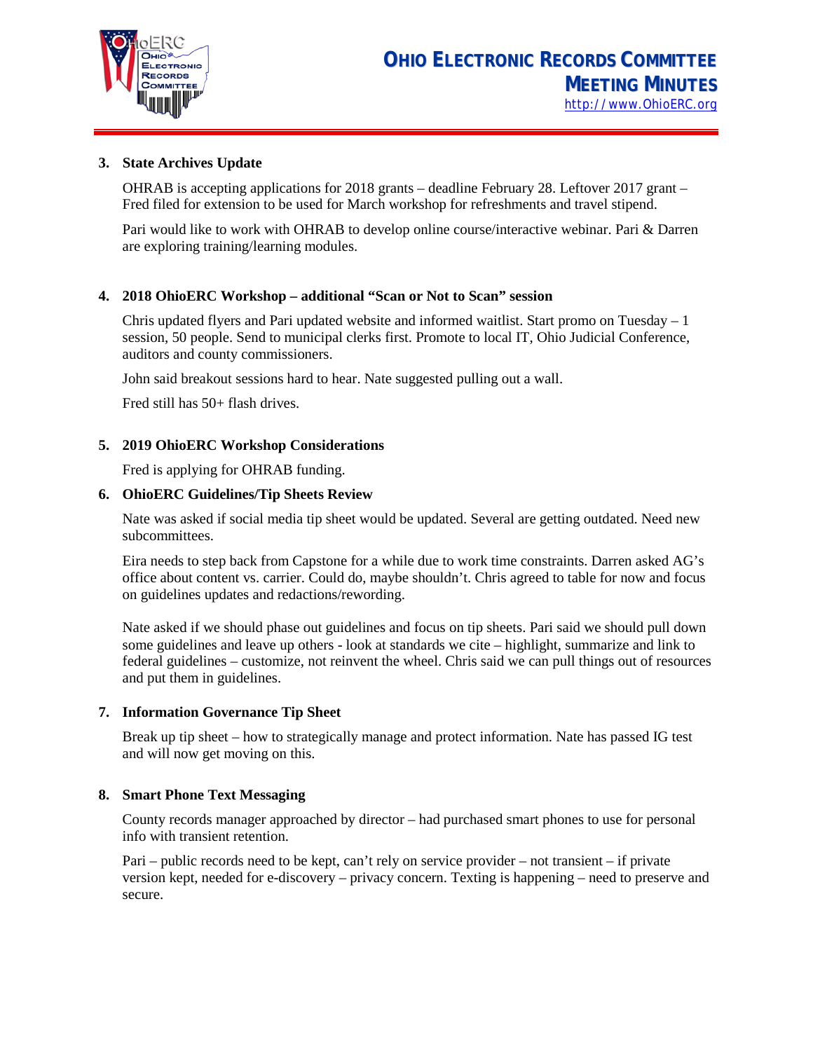3. **State Archives Update**

   OHRAB is accepting applications for 2018 grants – deadline February 28. Leftover 2017 grant – Fred filed for extension to be used for March workshop for refreshments and travel stipend.

   Pari would like to work with OHRAB to develop online course/interactive webinar. Pari & Darren are exploring training/learning modules.

4. **2018 OhioERC Workshop – additional "Scan or Not to Scan" session**

   Chris updated flyers and Pari updated website and informed waitlist. Start promo on Tuesday – 1 session, 50 people. Send to municipal clerks first. Promote to local IT, Ohio Judicial Conference, auditors and county commissioners.

   John said breakout sessions hard to hear. Nate suggested pulling out a wall.

   Fred still has 50+ flash drives.

5. **2019 OhioERC Workshop Considerations**

   Fred is applying for OHRAB funding.

6. **OhioERC Guidelines/Tip Sheets Review**

   Nate was asked if social media tip sheet would be updated. Several are getting outdated. Need new subcommittees.

   Eira needs to step back from Capstone for a while due to work time constraints. Darren asked AG's office about content vs. carrier. Could do, maybe shouldn't. Chris agreed to table for now and focus on guidelines updates and redactions/rewording.

   Nate asked if we should phase out guidelines and focus on tip sheets. Pari said we should pull down some guidelines and leave up others - look at standards we cite – highlight, summarize and link to federal guidelines – customize, not reinvent the wheel. Chris said we can pull things out of resources and put them in guidelines.

7. **Information Governance Tip Sheet**

   Break up tip sheet – how to strategically manage and protect information. Nate has passed IG test and will now get moving on this.

8. **Smart Phone Text Messaging**

   County records manager approached by director – had purchased smart phones to use for personal info with transient retention.

   Pari – public records need to be kept, can't rely on service provider – not transient – if private version kept, needed for e-discovery – privacy concern. Texting is happening – need to preserve and secure.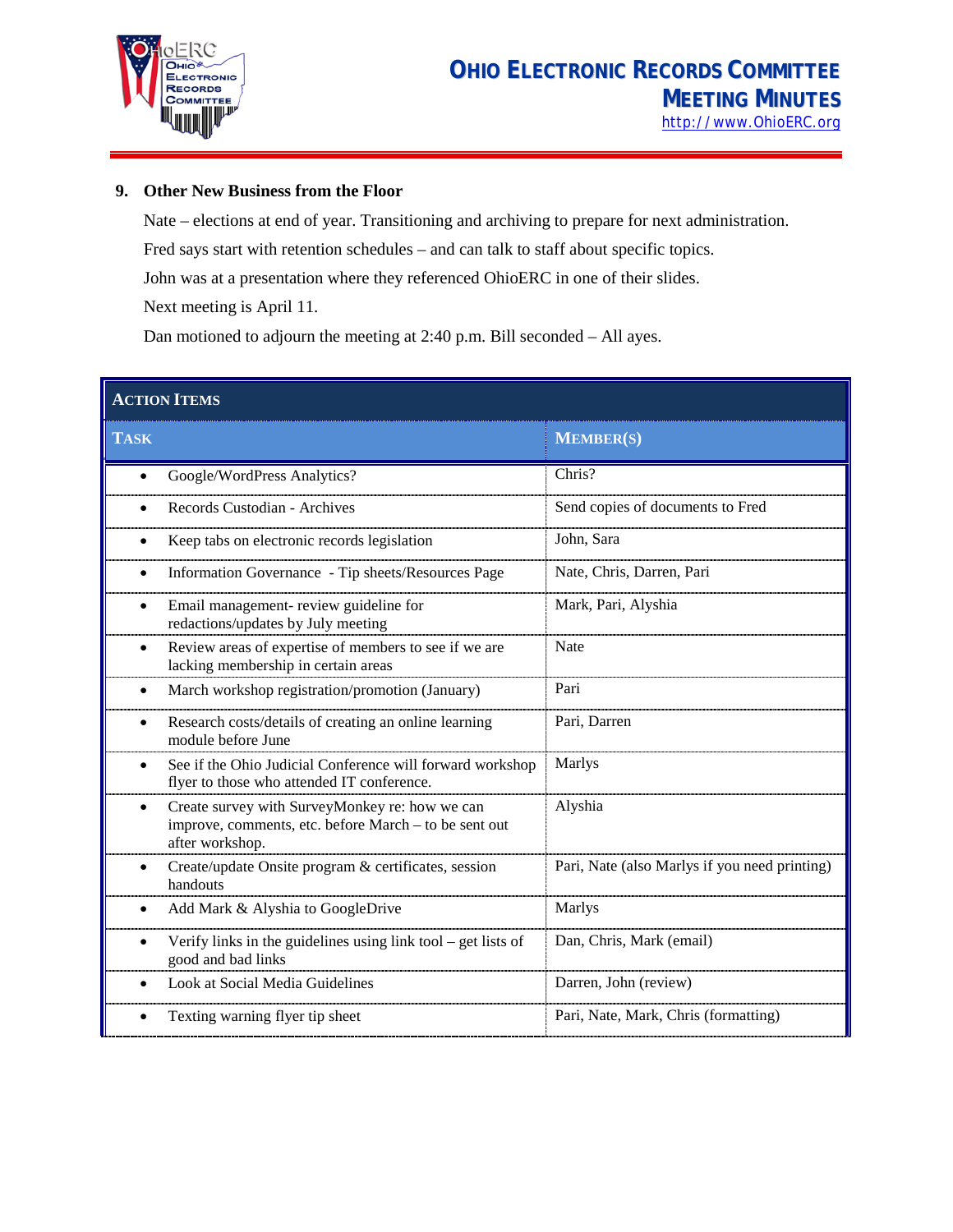### 9. Other New Business from the Floor

Nate – elections at end of year. Transitioning and archiving to prepare for next administration.

Fred says start with retention schedules – and can talk to staff about specific topics.

John was at a presentation where they referenced OhioERC in one of their slides.

Next meeting is April 11.

Dan motioned to adjourn the meeting at 2:40 p.m. Bill seconded – All ayes.

| ACTION ITEMS | |
|---|---|
| **TASK** | **MEMBER(S)** |
| • Google/WordPress Analytics? | Chris? |
| • Records Custodian - Archives | Send copies of documents to Fred |
| • Keep tabs on electronic records legislation | John, Sara |
| • Information Governance - Tip sheets/Resources Page | Nate, Chris, Darren, Pari |
| • Email management- review guideline for redactions/updates by July meeting | Mark, Pari, Alyshia |
| • Review areas of expertise of members to see if we are lacking membership in certain areas | Nate |
| • March workshop registration/promotion (January) | Pari |
| • Research costs/details of creating an online learning module before June | Pari, Darren |
| • See if the Ohio Judicial Conference will forward workshop flyer to those who attended IT conference. | Marlys |
| • Create survey with SurveyMonkey re: how we can improve, comments, etc. before March – to be sent out after workshop. | Alyshia |
| • Create/update Onsite program & certificates, session handouts | Pari, Nate (also Marlys if you need printing) |
| • Add Mark & Alyshia to GoogleDrive | Marlys |
| • Verify links in the guidelines using link tool – get lists of good and bad links | Dan, Chris, Mark (email) |
| • Look at Social Media Guidelines | Darren, John (review) |
| • Texting warning flyer tip sheet | Pari, Nate, Mark, Chris (formatting) |